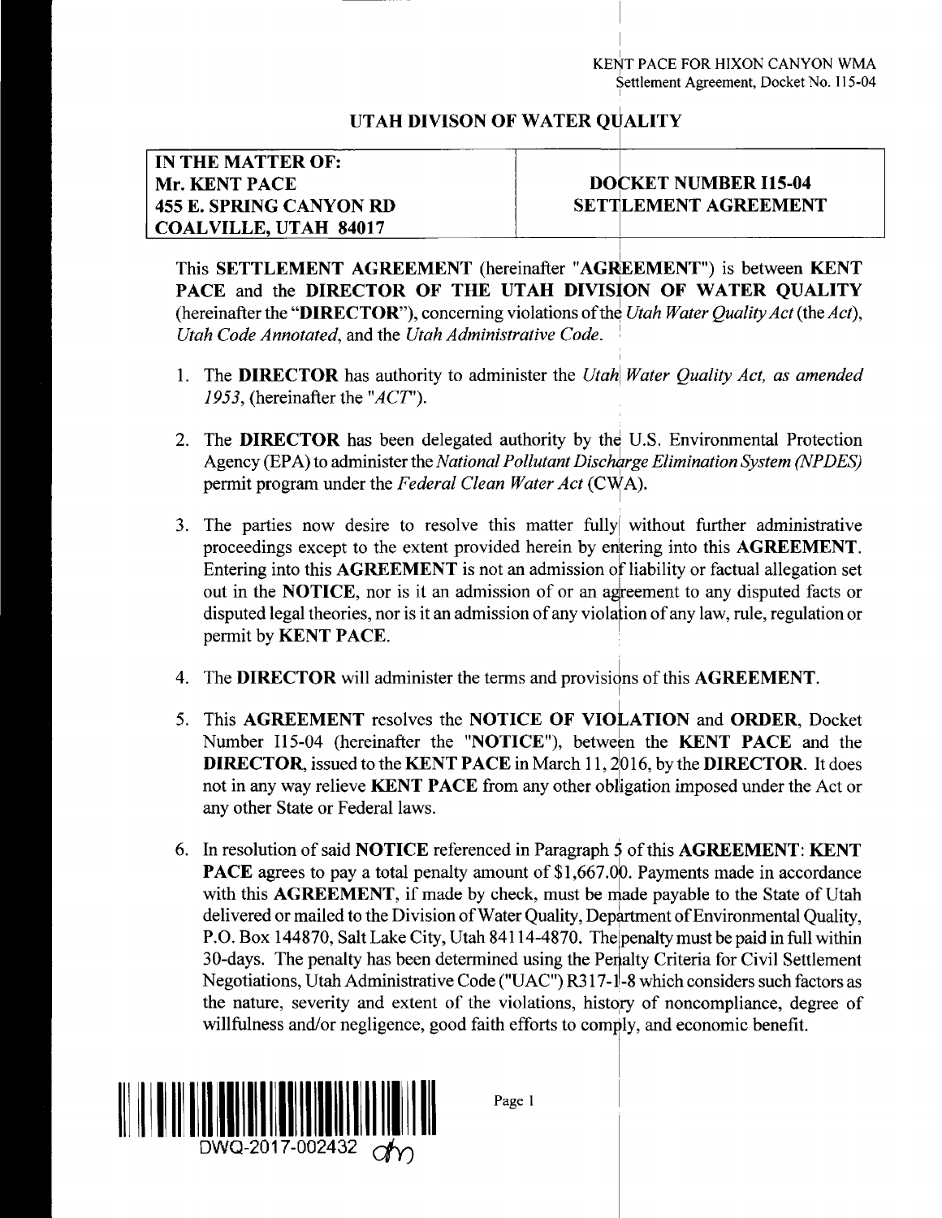KENT PACE FOR HIXON CANYON WMA
Settlement Agreement, Docket No. I15-04

# UTAH DIVISON OF WATER QUALITY

| IN THE MATTER OF: Mr. KENT PACE 455 E. SPRING CANYON RD COALVILLE, UTAH 84017 | DOCKET NUMBER I15-04 SETTLEMENT AGREEMENT |
|---|---|

This **SETTLEMENT AGREEMENT** (hereinafter "**AGREEMENT**") is between **KENT PACE** and the **DIRECTOR OF THE UTAH DIVISION OF WATER QUALITY** (hereinafter the "**DIRECTOR**"), concerning violations of the *Utah Water Quality Act* (the *Act*), *Utah Code Annotated*, and the *Utah Administrative Code*.

1. The **DIRECTOR** has authority to administer the *Utah Water Quality Act, as amended 1953*, (hereinafter the "*ACT*").

2. The **DIRECTOR** has been delegated authority by the U.S. Environmental Protection Agency (EPA) to administer the *National Pollutant Discharge Elimination System (NPDES)* permit program under the *Federal Clean Water Act* (CWA).

3. The parties now desire to resolve this matter fully without further administrative proceedings except to the extent provided herein by entering into this **AGREEMENT**. Entering into this **AGREEMENT** is not an admission of liability or factual allegation set out in the **NOTICE**, nor is it an admission of or an agreement to any disputed facts or disputed legal theories, nor is it an admission of any violation of any law, rule, regulation or permit by **KENT PACE**.

4. The **DIRECTOR** will administer the terms and provisions of this **AGREEMENT**.

5. This **AGREEMENT** resolves the **NOTICE OF VIOLATION** and **ORDER**, Docket Number I15-04 (hereinafter the "**NOTICE**"), between the **KENT PACE** and the **DIRECTOR**, issued to the **KENT PACE** in March 11, 2016, by the **DIRECTOR**. It does not in any way relieve **KENT PACE** from any other obligation imposed under the Act or any other State or Federal laws.

6. In resolution of said **NOTICE** referenced in Paragraph 5 of this **AGREEMENT**: **KENT PACE** agrees to pay a total penalty amount of $1,667.00. Payments made in accordance with this **AGREEMENT**, if made by check, must be made payable to the State of Utah delivered or mailed to the Division of Water Quality, Department of Environmental Quality, P.O. Box 144870, Salt Lake City, Utah 84114-4870. The penalty must be paid in full within 30-days. The penalty has been determined using the Penalty Criteria for Civil Settlement Negotiations, Utah Administrative Code ("UAC") R317-1-8 which considers such factors as the nature, severity and extent of the violations, history of noncompliance, degree of willfulness and/or negligence, good faith efforts to comply, and economic benefit.

DWQ-2017-002432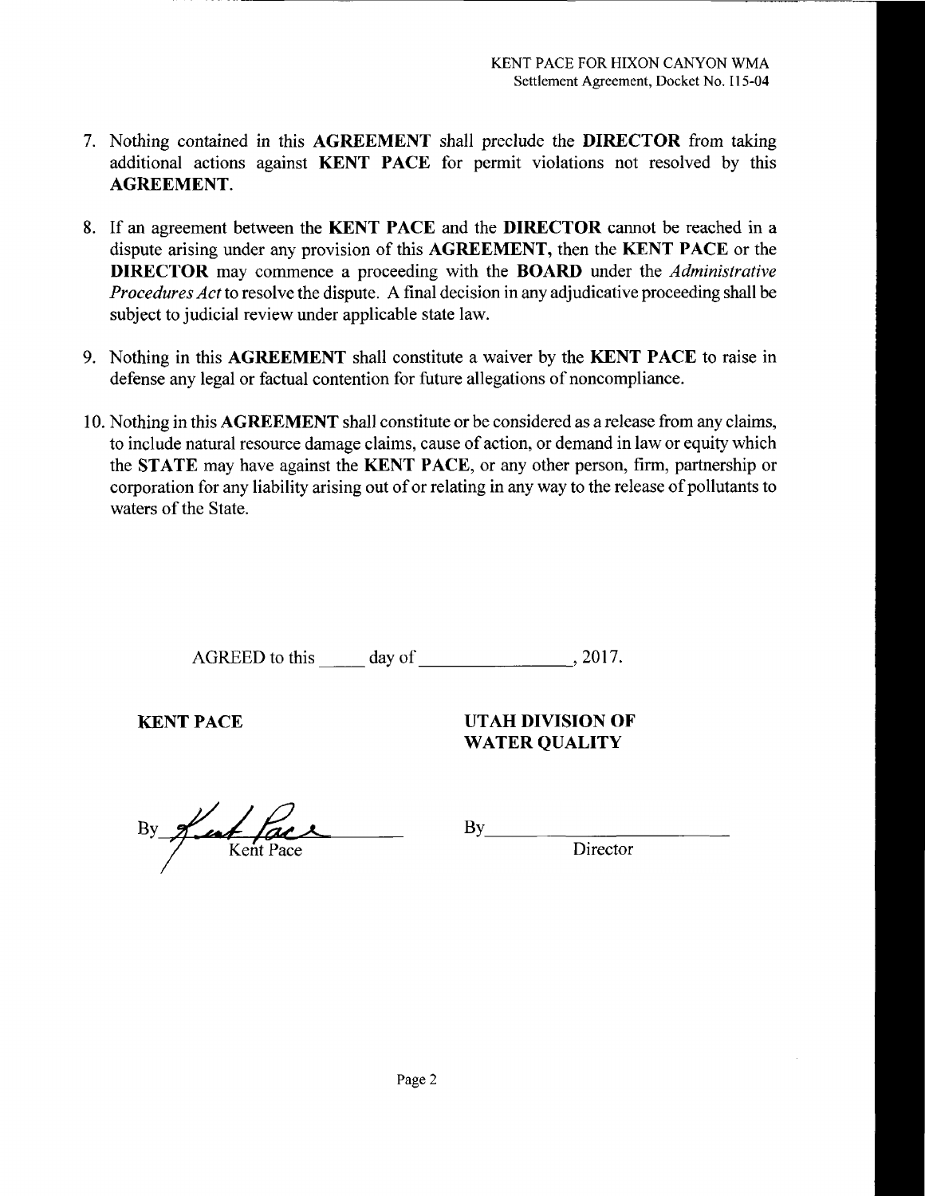7. Nothing contained in this **AGREEMENT** shall preclude the **DIRECTOR** from taking additional actions against **KENT PACE** for permit violations not resolved by this **AGREEMENT**.

8. If an agreement between the **KENT PACE** and the **DIRECTOR** cannot be reached in a dispute arising under any provision of this **AGREEMENT,** then the **KENT PACE** or the **DIRECTOR** may commence a proceeding with the **BOARD** under the *Administrative Procedures Act* to resolve the dispute. A final decision in any adjudicative proceeding shall be subject to judicial review under applicable state law.

9. Nothing in this **AGREEMENT** shall constitute a waiver by the **KENT PACE** to raise in defense any legal or factual contention for future allegations of noncompliance.

10. Nothing in this **AGREEMENT** shall constitute or be considered as a release from any claims, to include natural resource damage claims, cause of action, or demand in law or equity which the **STATE** may have against the **KENT PACE**, or any other person, firm, partnership or corporation for any liability arising out of or relating in any way to the release of pollutants to waters of the State.

AGREED to this _____ day of ________________, 2017.

**KENT PACE**

By [signature]
Kent Pace

**UTAH DIVISION OF WATER QUALITY**

By______________________
Director